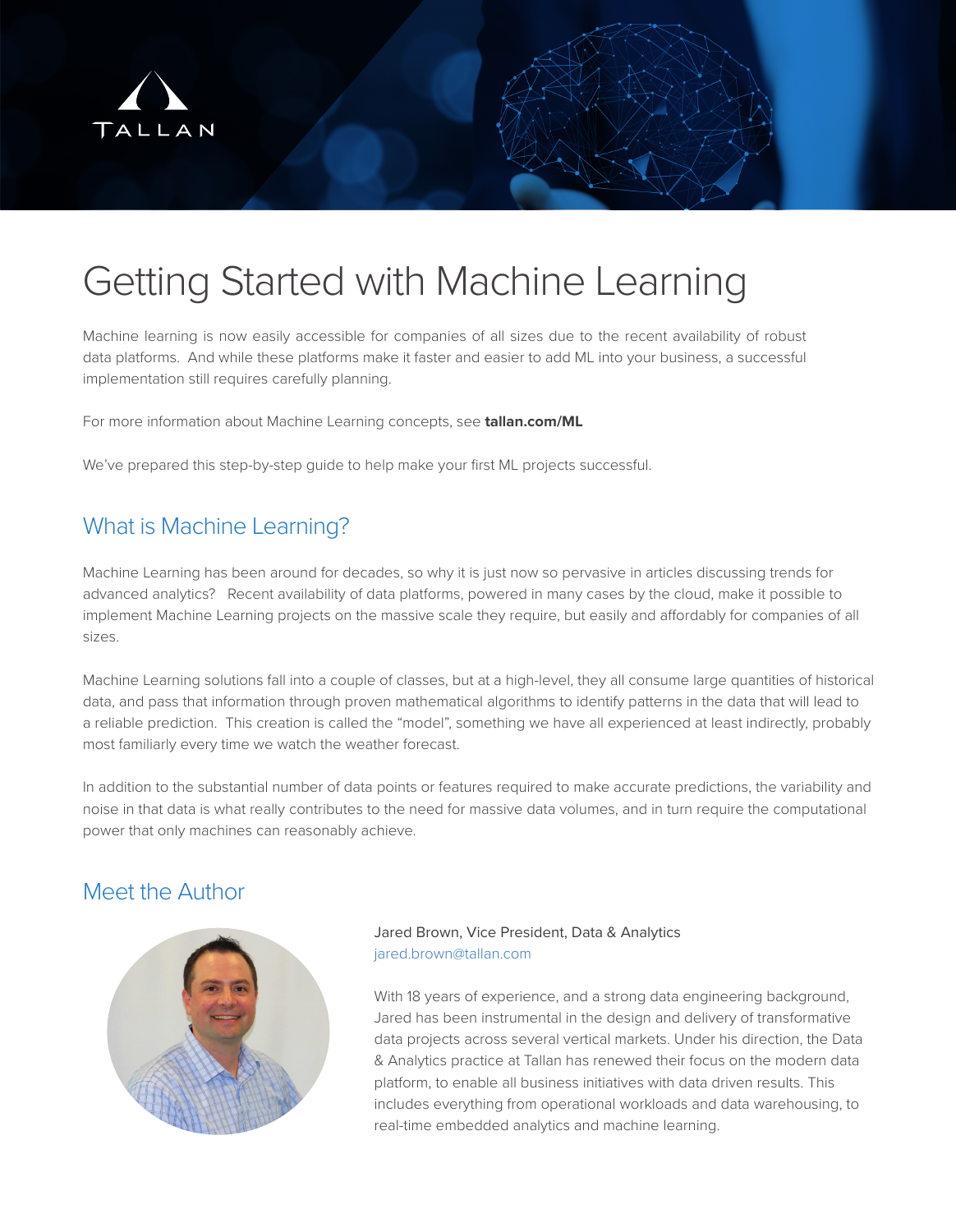# Getting Started with Machine Learning

Machine learning is now easily accessible for companies of all sizes due to the recent availability of robust data platforms. And while these platforms make it faster and easier to add ML into your business, a successful implementation still requires carefully planning.

For more information about Machine Learning concepts, see **tallan.com/ML**

We've prepared this step-by-step guide to help make your first ML projects successful.

## What is Machine Learning?

Machine Learning has been around for decades, so why it is just now so pervasive in articles discussing trends for advanced analytics? Recent availability of data platforms, powered in many cases by the cloud, make it possible to implement Machine Learning projects on the massive scale they require, but easily and affordably for companies of all sizes.

Machine Learning solutions fall into a couple of classes, but at a high-level, they all consume large quantities of historical data, and pass that information through proven mathematical algorithms to identify patterns in the data that will lead to a reliable prediction. This creation is called the "model", something we have all experienced at least indirectly, probably most familiarly every time we watch the weather forecast.

In addition to the substantial number of data points or features required to make accurate predictions, the variability and noise in that data is what really contributes to the need for massive data volumes, and in turn require the computational power that only machines can reasonably achieve.

## Meet the Author

Jared Brown, Vice President, Data & Analytics
jared.brown@tallan.com

With 18 years of experience, and a strong data engineering background, Jared has been instrumental in the design and delivery of transformative data projects across several vertical markets. Under his direction, the Data & Analytics practice at Tallan has renewed their focus on the modern data platform, to enable all business initiatives with data driven results. This includes everything from operational workloads and data warehousing, to real-time embedded analytics and machine learning.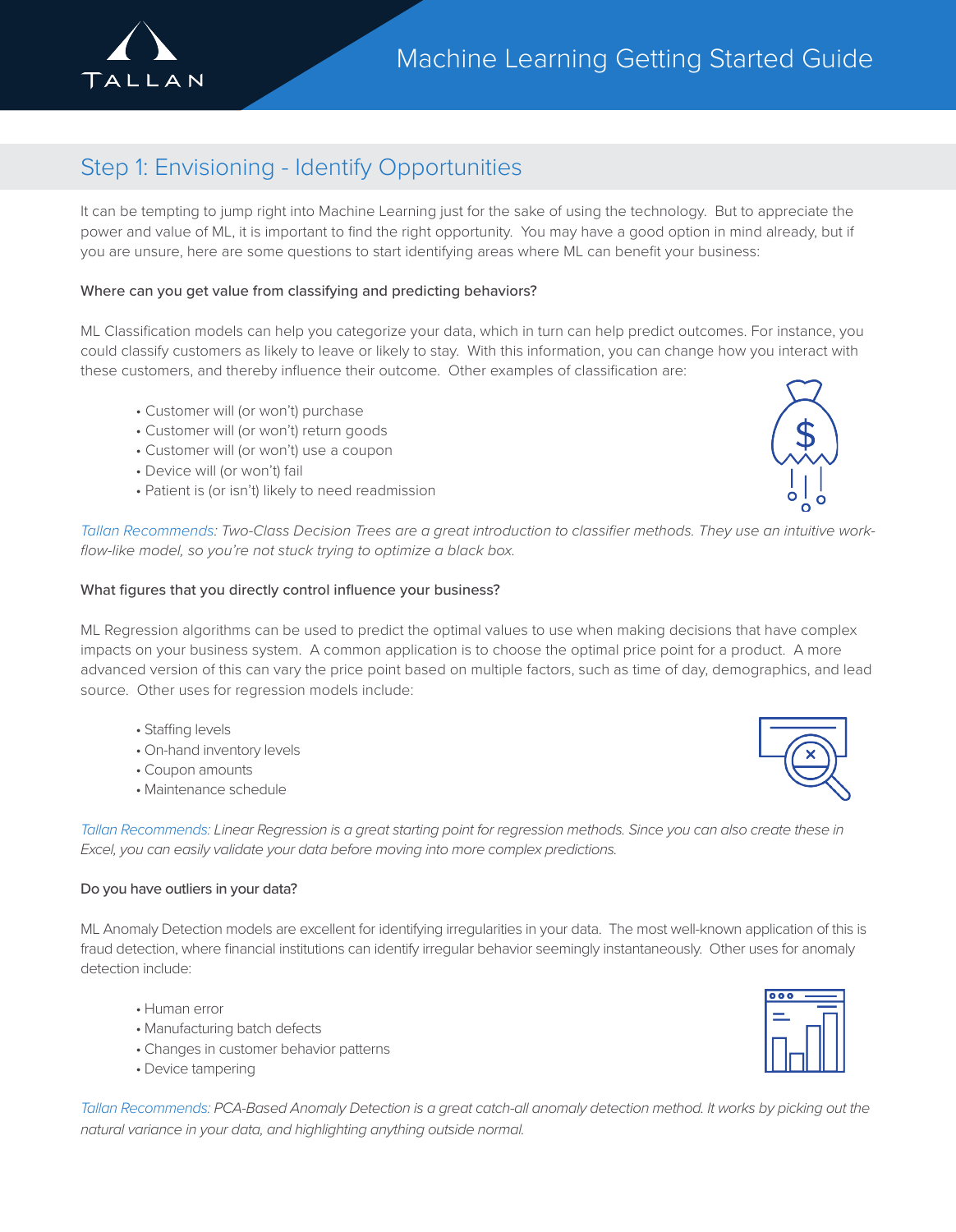## Step 1: Envisioning - Identify Opportunities

It can be tempting to jump right into Machine Learning just for the sake of using the technology. But to appreciate the power and value of ML, it is important to find the right opportunity. You may have a good option in mind already, but if you are unsure, here are some questions to start identifying areas where ML can benefit your business:

### Where can you get value from classifying and predicting behaviors?

ML Classification models can help you categorize your data, which in turn can help predict outcomes. For instance, you could classify customers as likely to leave or likely to stay. With this information, you can change how you interact with these customers, and thereby influence their outcome. Other examples of classification are:

- Customer will (or won't) purchase
- Customer will (or won't) return goods
- Customer will (or won't) use a coupon
- Device will (or won't) fail
- Patient is (or isn't) likely to need readmission

*Tallan Recommends: Two-Class Decision Trees are a great introduction to classifier methods. They use an intuitive work-flow-like model, so you're not stuck trying to optimize a black box.*

### What figures that you directly control influence your business?

ML Regression algorithms can be used to predict the optimal values to use when making decisions that have complex impacts on your business system. A common application is to choose the optimal price point for a product. A more advanced version of this can vary the price point based on multiple factors, such as time of day, demographics, and lead source. Other uses for regression models include:

- Staffing levels
- On-hand inventory levels
- Coupon amounts
- Maintenance schedule

*Tallan Recommends: Linear Regression is a great starting point for regression methods. Since you can also create these in Excel, you can easily validate your data before moving into more complex predictions.*

### Do you have outliers in your data?

ML Anomaly Detection models are excellent for identifying irregularities in your data. The most well-known application of this is fraud detection, where financial institutions can identify irregular behavior seemingly instantaneously. Other uses for anomaly detection include:

- Human error
- Manufacturing batch defects
- Changes in customer behavior patterns
- Device tampering

*Tallan Recommends: PCA-Based Anomaly Detection is a great catch-all anomaly detection method. It works by picking out the natural variance in your data, and highlighting anything outside normal.*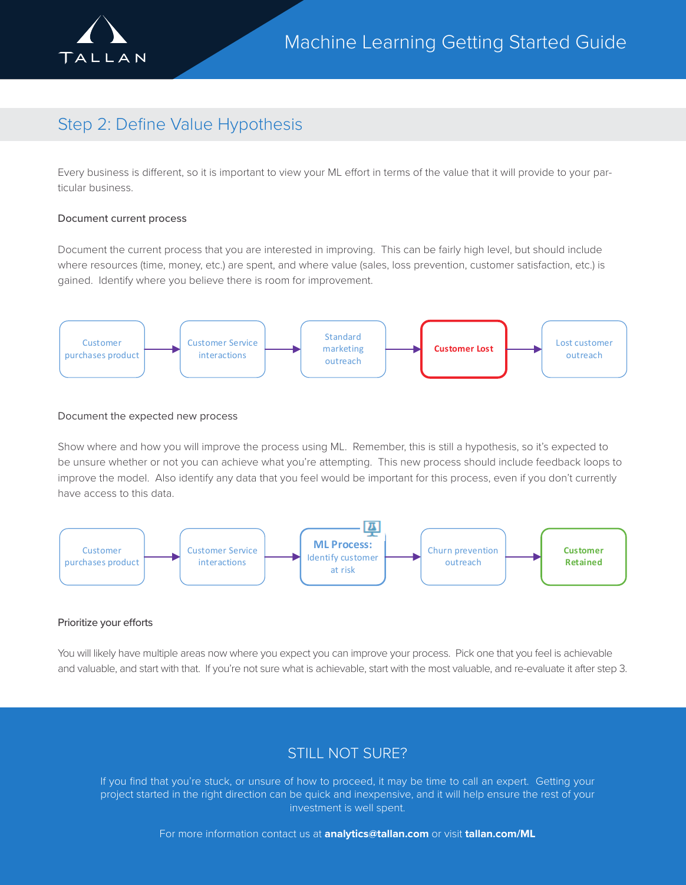## Step 2: Define Value Hypothesis

Every business is different, so it is important to view your ML effort in terms of the value that it will provide to your particular business.

### Document current process

Document the current process that you are interested in improving. This can be fairly high level, but should include where resources (time, money, etc.) are spent, and where value (sales, loss prevention, customer satisfaction, etc.) is gained. Identify where you believe there is room for improvement.

Customer purchases product → Customer Service interactions → Standard marketing outreach → **Customer Lost** → Lost customer outreach

### Document the expected new process

Show where and how you will improve the process using ML. Remember, this is still a hypothesis, so it's expected to be unsure whether or not you can achieve what you're attempting. This new process should include feedback loops to improve the model. Also identify any data that you feel would be important for this process, even if you don't currently have access to this data.

Customer purchases product → Customer Service interactions → **ML Process:** Identify customer at risk → Churn prevention outreach → **Customer Retained**

### Prioritize your efforts

You will likely have multiple areas now where you expect you can improve your process. Pick one that you feel is achievable and valuable, and start with that. If you're not sure what is achievable, start with the most valuable, and re-evaluate it after step 3.

## STILL NOT SURE?

If you find that you're stuck, or unsure of how to proceed, it may be time to call an expert. Getting your project started in the right direction can be quick and inexpensive, and it will help ensure the rest of your investment is well spent.

For more information contact us at **analytics@tallan.com** or visit **tallan.com/ML**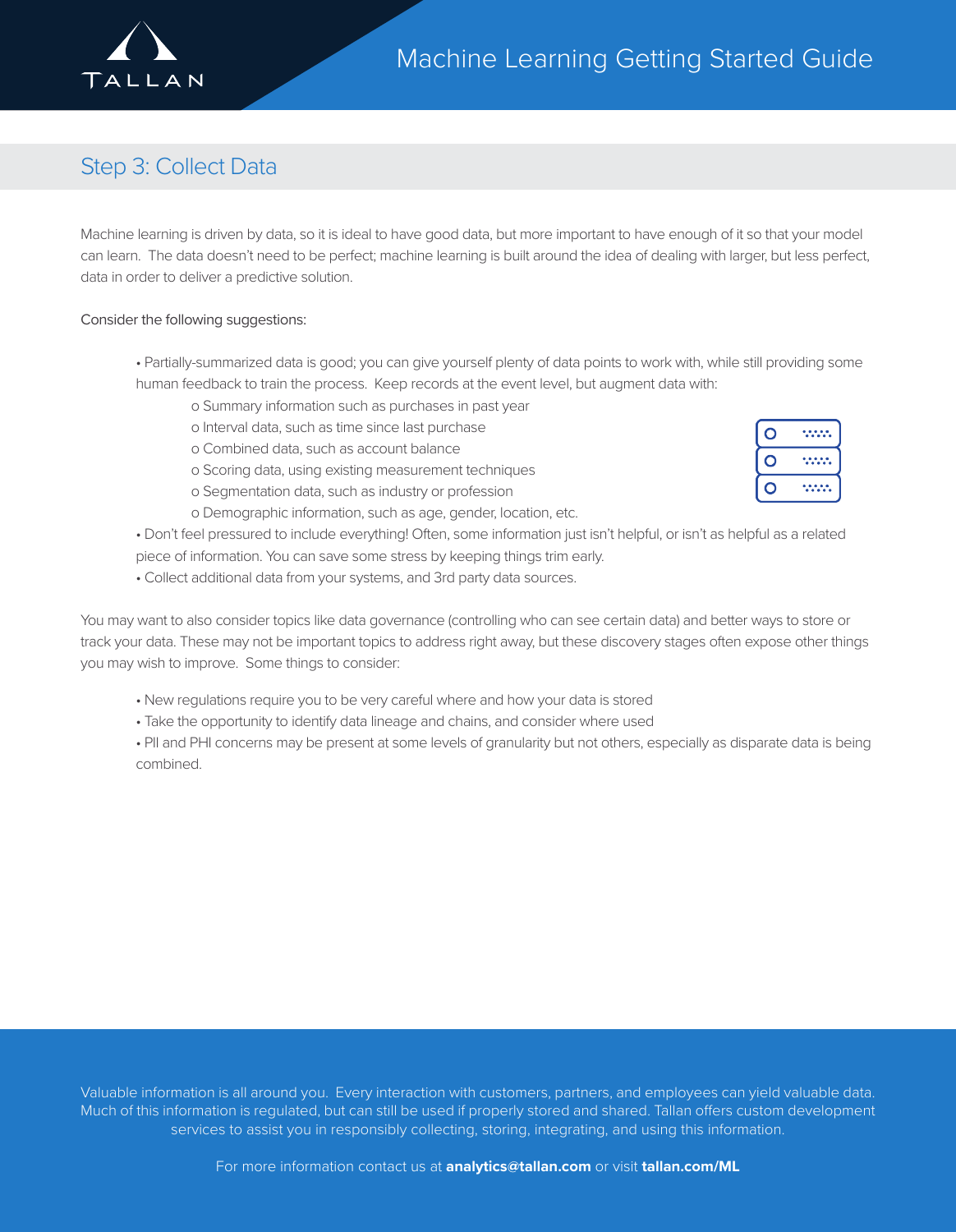## Step 3: Collect Data

Machine learning is driven by data, so it is ideal to have good data, but more important to have enough of it so that your model can learn. The data doesn't need to be perfect; machine learning is built around the idea of dealing with larger, but less perfect, data in order to deliver a predictive solution.

Consider the following suggestions:

- Partially-summarized data is good; you can give yourself plenty of data points to work with, while still providing some human feedback to train the process. Keep records at the event level, but augment data with:
  - Summary information such as purchases in past year
  - Interval data, such as time since last purchase
  - Combined data, such as account balance
  - Scoring data, using existing measurement techniques
  - Segmentation data, such as industry or profession
  - Demographic information, such as age, gender, location, etc.
- Don't feel pressured to include everything! Often, some information just isn't helpful, or isn't as helpful as a related piece of information. You can save some stress by keeping things trim early.
- Collect additional data from your systems, and 3rd party data sources.

You may want to also consider topics like data governance (controlling who can see certain data) and better ways to store or track your data. These may not be important topics to address right away, but these discovery stages often expose other things you may wish to improve. Some things to consider:

- New regulations require you to be very careful where and how your data is stored
- Take the opportunity to identify data lineage and chains, and consider where used
- PII and PHI concerns may be present at some levels of granularity but not others, especially as disparate data is being combined.

Valuable information is all around you. Every interaction with customers, partners, and employees can yield valuable data. Much of this information is regulated, but can still be used if properly stored and shared. Tallan offers custom development services to assist you in responsibly collecting, storing, integrating, and using this information.

For more information contact us at **analytics@tallan.com** or visit **tallan.com/ML**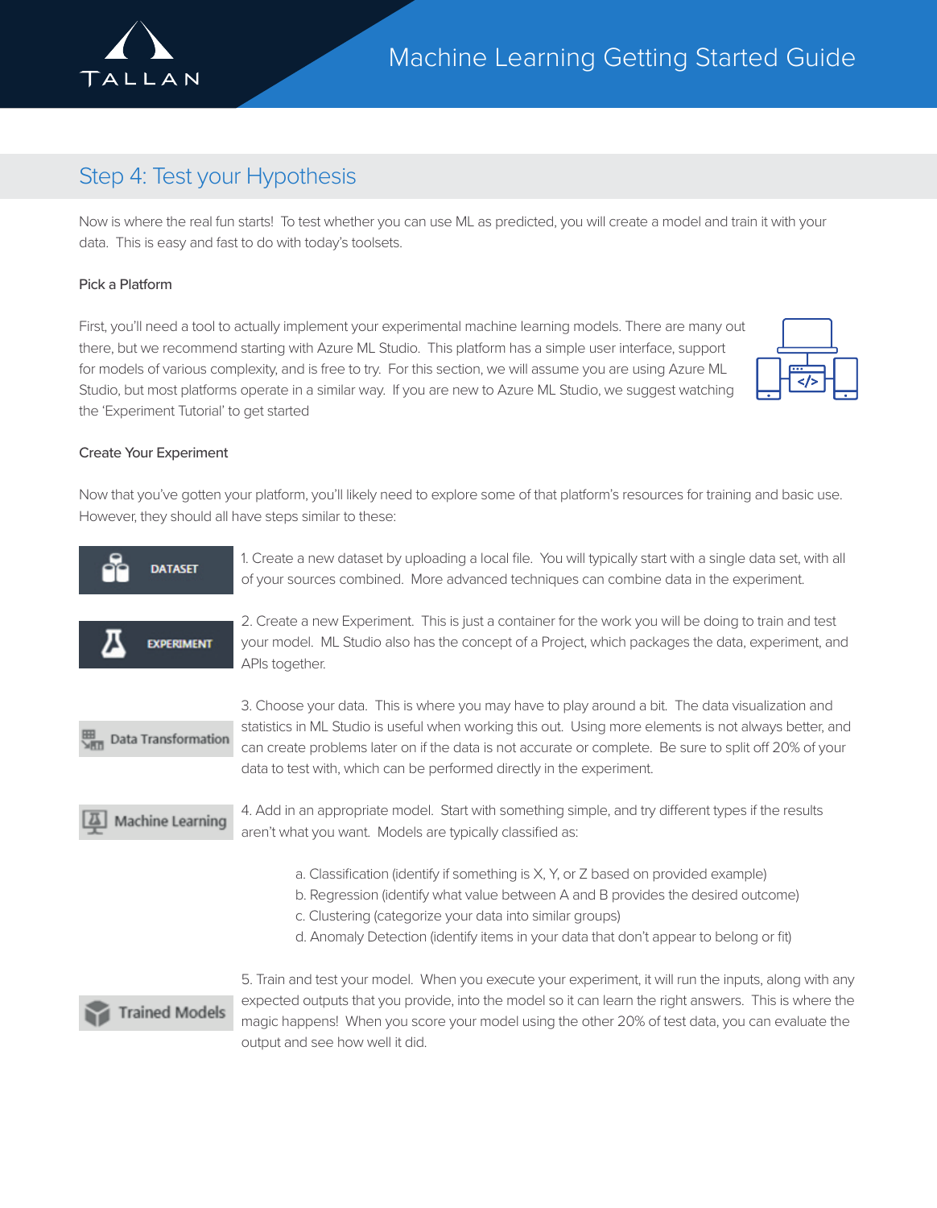## Step 4: Test your Hypothesis

Now is where the real fun starts! To test whether you can use ML as predicted, you will create a model and train it with your data. This is easy and fast to do with today's toolsets.

### Pick a Platform

First, you'll need a tool to actually implement your experimental machine learning models. There are many out there, but we recommend starting with Azure ML Studio. This platform has a simple user interface, support for models of various complexity, and is free to try. For this section, we will assume you are using Azure ML Studio, but most platforms operate in a similar way. If you are new to Azure ML Studio, we suggest watching the 'Experiment Tutorial' to get started

### Create Your Experiment

Now that you've gotten your platform, you'll likely need to explore some of that platform's resources for training and basic use. However, they should all have steps similar to these:

DATASET

1. Create a new dataset by uploading a local file. You will typically start with a single data set, with all of your sources combined. More advanced techniques can combine data in the experiment.

EXPERIMENT

2. Create a new Experiment. This is just a container for the work you will be doing to train and test your model. ML Studio also has the concept of a Project, which packages the data, experiment, and APIs together.

Data Transformation

3. Choose your data. This is where you may have to play around a bit. The data visualization and statistics in ML Studio is useful when working this out. Using more elements is not always better, and can create problems later on if the data is not accurate or complete. Be sure to split off 20% of your data to test with, which can be performed directly in the experiment.

Machine Learning

4. Add in an appropriate model. Start with something simple, and try different types if the results aren't what you want. Models are typically classified as:

   a. Classification (identify if something is X, Y, or Z based on provided example)
   b. Regression (identify what value between A and B provides the desired outcome)
   c. Clustering (categorize your data into similar groups)
   d. Anomaly Detection (identify items in your data that don't appear to belong or fit)

Trained Models

5. Train and test your model. When you execute your experiment, it will run the inputs, along with any expected outputs that you provide, into the model so it can learn the right answers. This is where the magic happens! When you score your model using the other 20% of test data, you can evaluate the output and see how well it did.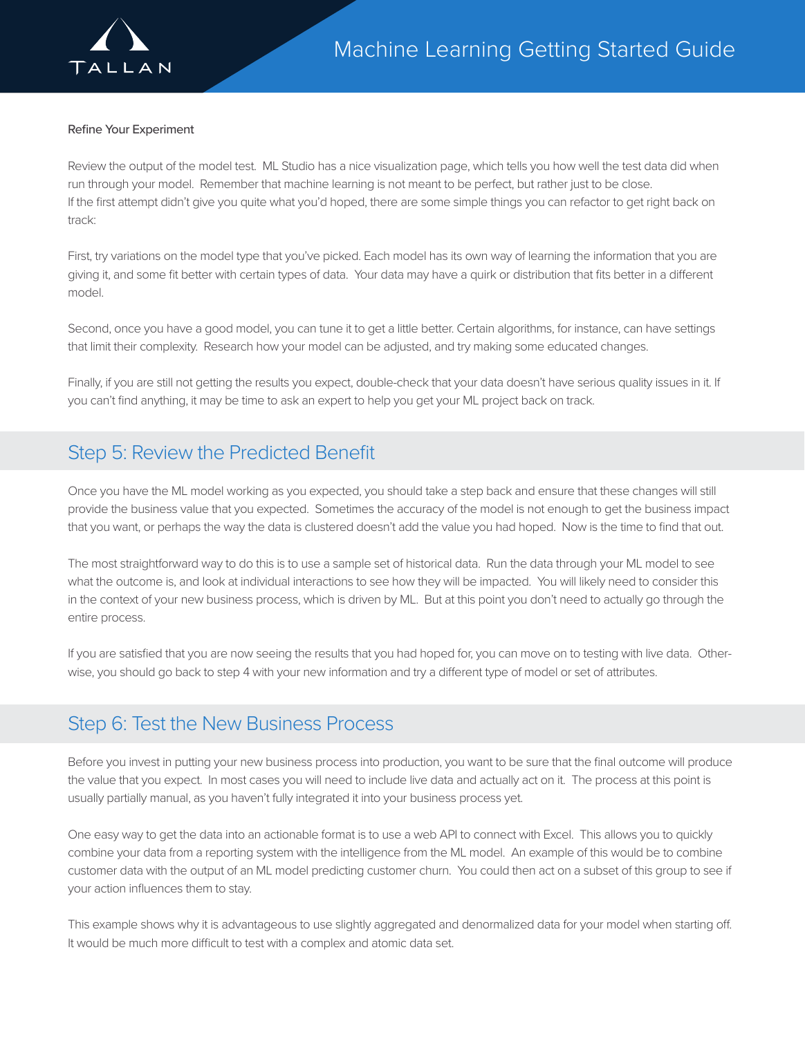### Refine Your Experiment

Review the output of the model test. ML Studio has a nice visualization page, which tells you how well the test data did when run through your model. Remember that machine learning is not meant to be perfect, but rather just to be close.
If the first attempt didn't give you quite what you'd hoped, there are some simple things you can refactor to get right back on track:

First, try variations on the model type that you've picked. Each model has its own way of learning the information that you are giving it, and some fit better with certain types of data. Your data may have a quirk or distribution that fits better in a different model.

Second, once you have a good model, you can tune it to get a little better. Certain algorithms, for instance, can have settings that limit their complexity. Research how your model can be adjusted, and try making some educated changes.

Finally, if you are still not getting the results you expect, double-check that your data doesn't have serious quality issues in it. If you can't find anything, it may be time to ask an expert to help you get your ML project back on track.

## Step 5: Review the Predicted Benefit

Once you have the ML model working as you expected, you should take a step back and ensure that these changes will still provide the business value that you expected. Sometimes the accuracy of the model is not enough to get the business impact that you want, or perhaps the way the data is clustered doesn't add the value you had hoped. Now is the time to find that out.

The most straightforward way to do this is to use a sample set of historical data. Run the data through your ML model to see what the outcome is, and look at individual interactions to see how they will be impacted. You will likely need to consider this in the context of your new business process, which is driven by ML. But at this point you don't need to actually go through the entire process.

If you are satisfied that you are now seeing the results that you had hoped for, you can move on to testing with live data. Otherwise, you should go back to step 4 with your new information and try a different type of model or set of attributes.

## Step 6: Test the New Business Process

Before you invest in putting your new business process into production, you want to be sure that the final outcome will produce the value that you expect. In most cases you will need to include live data and actually act on it. The process at this point is usually partially manual, as you haven't fully integrated it into your business process yet.

One easy way to get the data into an actionable format is to use a web API to connect with Excel. This allows you to quickly combine your data from a reporting system with the intelligence from the ML model. An example of this would be to combine customer data with the output of an ML model predicting customer churn. You could then act on a subset of this group to see if your action influences them to stay.

This example shows why it is advantageous to use slightly aggregated and denormalized data for your model when starting off. It would be much more difficult to test with a complex and atomic data set.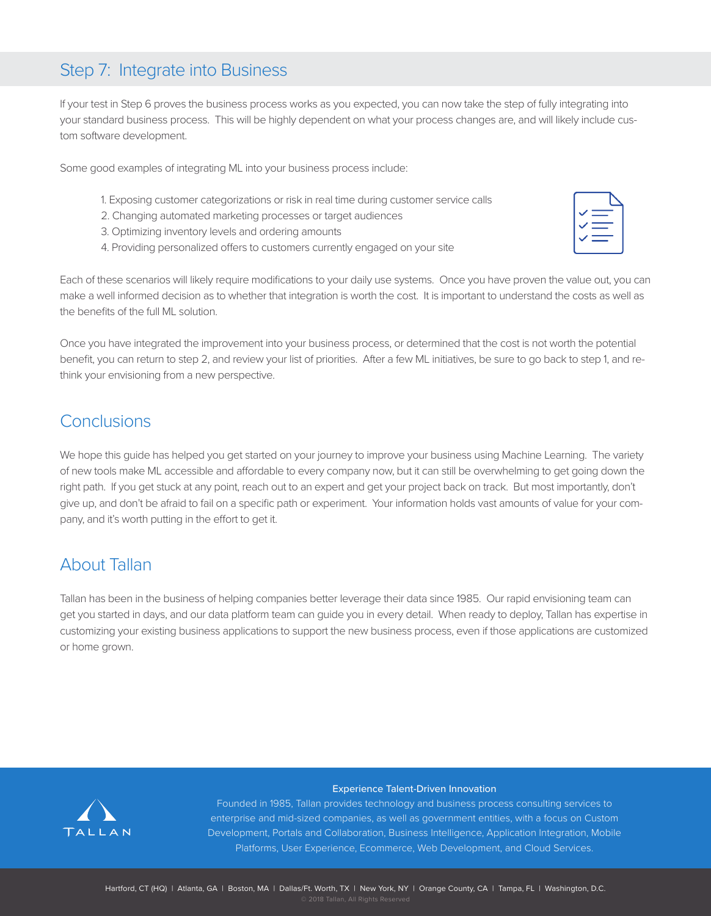## Step 7: Integrate into Business

If your test in Step 6 proves the business process works as you expected, you can now take the step of fully integrating into your standard business process. This will be highly dependent on what your process changes are, and will likely include custom software development.

Some good examples of integrating ML into your business process include:

1. Exposing customer categorizations or risk in real time during customer service calls
2. Changing automated marketing processes or target audiences
3. Optimizing inventory levels and ordering amounts
4. Providing personalized offers to customers currently engaged on your site

Each of these scenarios will likely require modifications to your daily use systems. Once you have proven the value out, you can make a well informed decision as to whether that integration is worth the cost. It is important to understand the costs as well as the benefits of the full ML solution.

Once you have integrated the improvement into your business process, or determined that the cost is not worth the potential benefit, you can return to step 2, and review your list of priorities. After a few ML initiatives, be sure to go back to step 1, and rethink your envisioning from a new perspective.

## Conclusions

We hope this guide has helped you get started on your journey to improve your business using Machine Learning. The variety of new tools make ML accessible and affordable to every company now, but it can still be overwhelming to get going down the right path. If you get stuck at any point, reach out to an expert and get your project back on track. But most importantly, don't give up, and don't be afraid to fail on a specific path or experiment. Your information holds vast amounts of value for your company, and it's worth putting in the effort to get it.

## About Tallan

Tallan has been in the business of helping companies better leverage their data since 1985. Our rapid envisioning team can get you started in days, and our data platform team can guide you in every detail. When ready to deploy, Tallan has expertise in customizing your existing business applications to support the new business process, even if those applications are customized or home grown.

TALLAN

**Experience Talent-Driven Innovation**

Founded in 1985, Tallan provides technology and business process consulting services to enterprise and mid-sized companies, as well as government entities, with a focus on Custom Development, Portals and Collaboration, Business Intelligence, Application Integration, Mobile Platforms, User Experience, Ecommerce, Web Development, and Cloud Services.

Hartford, CT (HQ) | Atlanta, GA | Boston, MA | Dallas/Ft. Worth, TX | New York, NY | Orange County, CA | Tampa, FL | Washington, D.C.

© 2018 Tallan, All Rights Reserved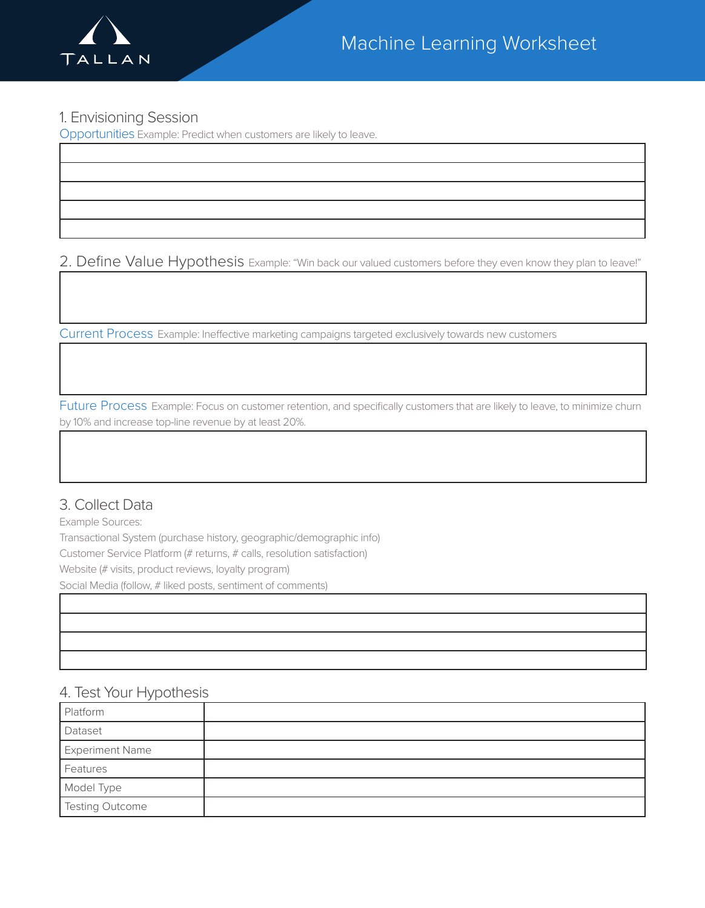# Machine Learning Worksheet

## 1. Envisioning Session

**Opportunities** Example: Predict when customers are likely to leave.

| |
|---|
| |
| |
| |
| |
| |

## 2. Define Value Hypothesis

Example: "Win back our valued customers before they even know they plan to leave!"

| |
|---|
| |

**Current Process** Example: Ineffective marketing campaigns targeted exclusively towards new customers

| |
|---|
| |

**Future Process** Example: Focus on customer retention, and specifically customers that are likely to leave, to minimize churn by 10% and increase top-line revenue by at least 20%.

| |
|---|
| |

## 3. Collect Data

Example Sources:

Transactional System (purchase history, geographic/demographic info)

Customer Service Platform (# returns, # calls, resolution satisfaction)

Website (# visits, product reviews, loyalty program)

Social Media (follow, # liked posts, sentiment of comments)

| |
|---|
| |
| |
| |
| |

## 4. Test Your Hypothesis

| | |
|---|---|
| Platform | |
| Dataset | |
| Experiment Name | |
| Features | |
| Model Type | |
| Testing Outcome | |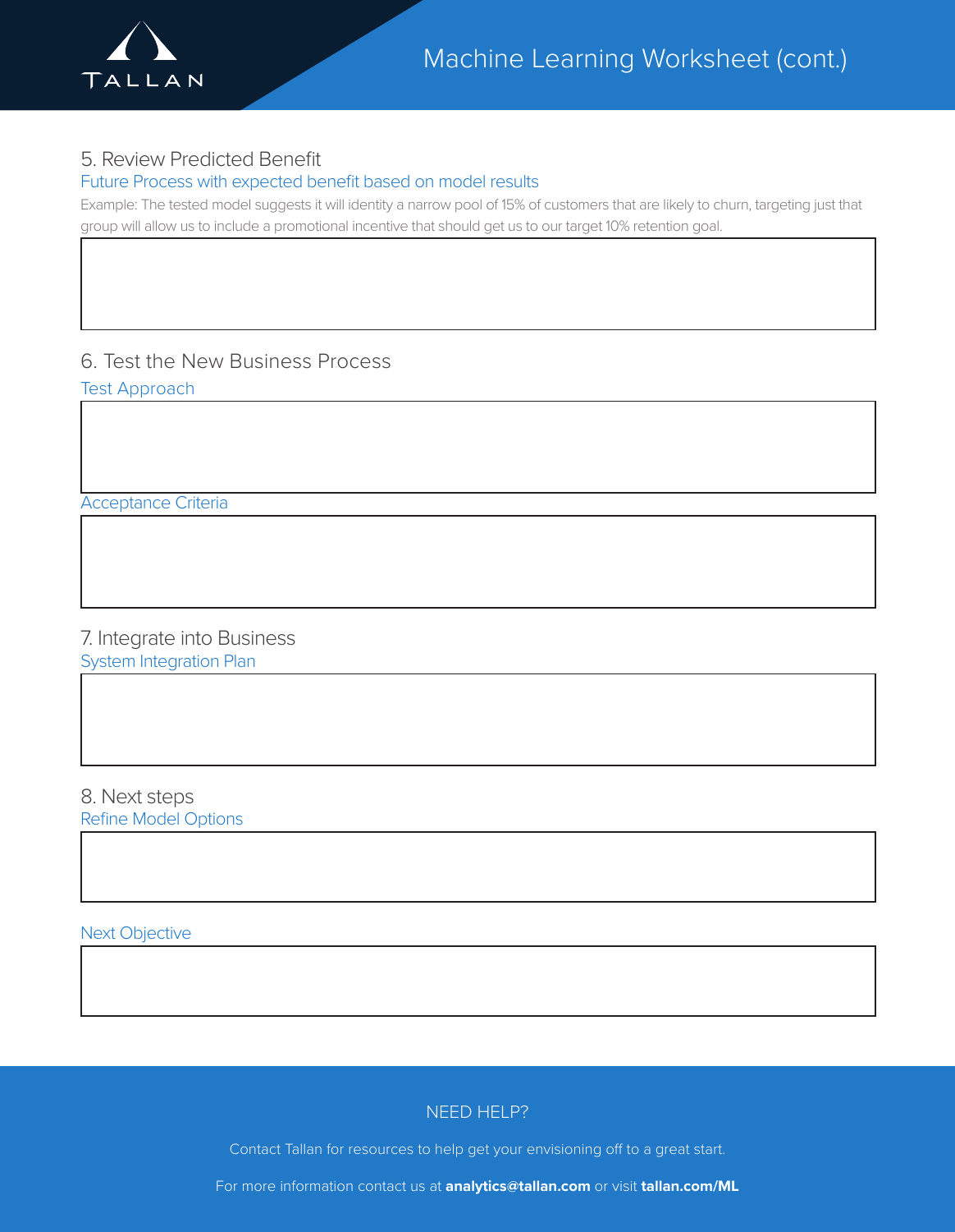## 5. Review Predicted Benefit

### Future Process with expected benefit based on model results

Example: The tested model suggests it will identity a narrow pool of 15% of customers that are likely to churn, targeting just that group will allow us to include a promotional incentive that should get us to our target 10% retention goal.

## 6. Test the New Business Process

### Test Approach

### Acceptance Criteria

## 7. Integrate into Business

### System Integration Plan

## 8. Next steps

### Refine Model Options

### Next Objective

NEED HELP?

Contact Tallan for resources to help get your envisioning off to a great start.

For more information contact us at **analytics@tallan.com** or visit **tallan.com/ML**